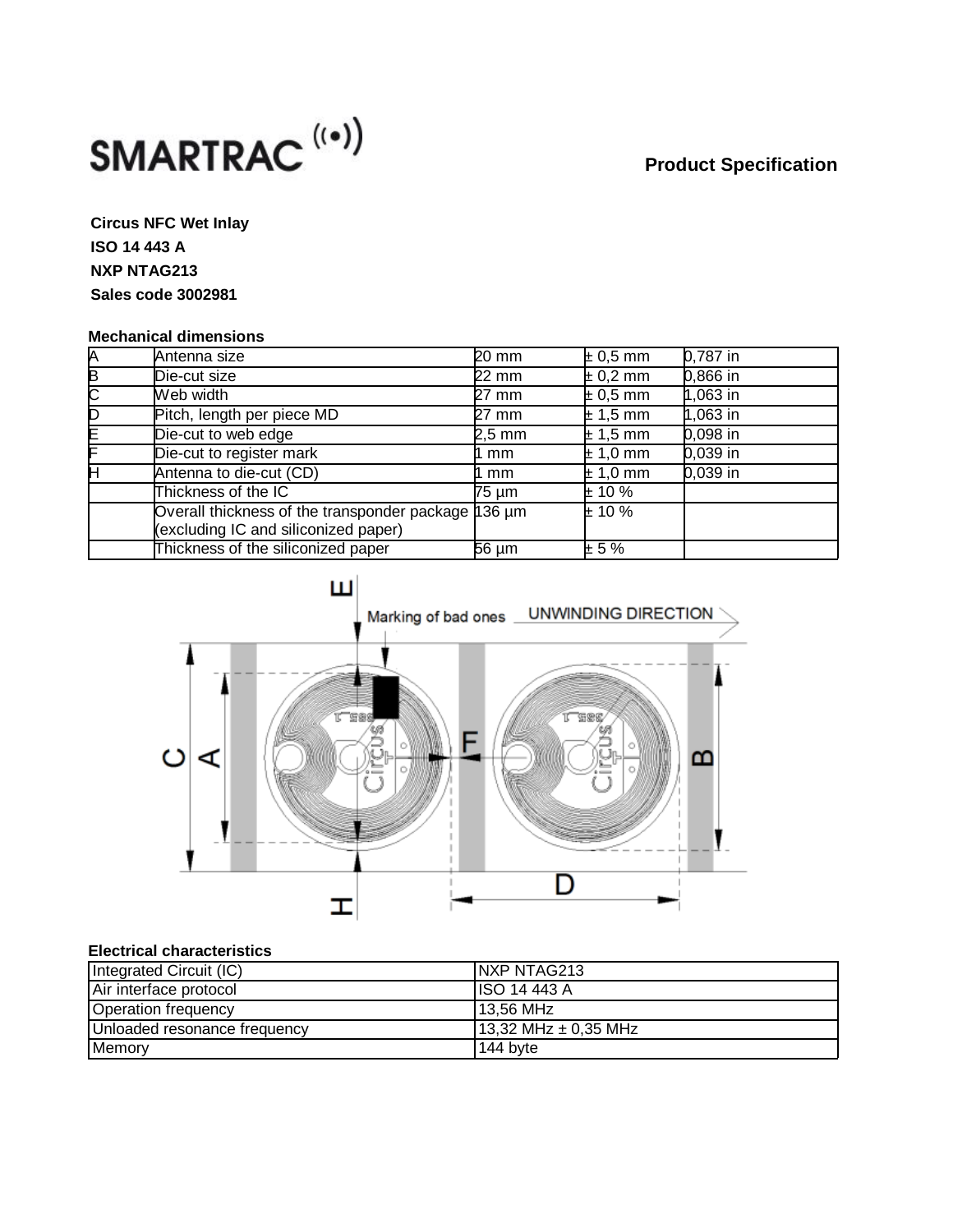**SMARTRAC**

## Product Specification

**Circus NFC Wet Inlay**

**ISO 14 443 A**

**NXP NTAG213**

**Sales code 3002981**

### Mechanical dimensions

| | | | | |
|---|---|---|---|---|
| A | Antenna size | 20 mm | ± 0,5 mm | 0,787 in |
| B | Die-cut size | 22 mm | ± 0,2 mm | 0,866 in |
| C | Web width | 27 mm | ± 0,5 mm | 1,063 in |
| D | Pitch, length per piece MD | 27 mm | ± 1,5 mm | 1,063 in |
| E | Die-cut to web edge | 2,5 mm | ± 1,5 mm | 0,098 in |
| F | Die-cut to register mark | 1 mm | ± 1,0 mm | 0,039 in |
| H | Antenna to die-cut (CD) | 1 mm | ± 1,0 mm | 0,039 in |
| | Thickness of the IC | 75 µm | ± 10 % | |
| | Overall thickness of the transponder package (excluding IC and siliconized paper) | 136 µm | ± 10 % | |
| | Thickness of the siliconized paper | 56 µm | ± 5 % | |

Marking of bad ones UNWINDING DIRECTION

### Electrical characteristics

| | |
|---|---|
| Integrated Circuit (IC) | NXP NTAG213 |
| Air interface protocol | ISO 14 443 A |
| Operation frequency | 13,56 MHz |
| Unloaded resonance frequency | 13,32 MHz ± 0,35 MHz |
| Memory | 144 byte |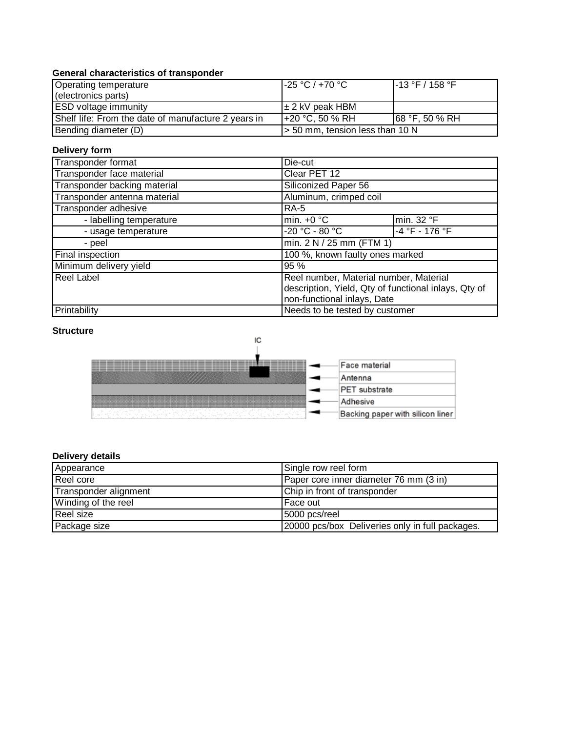**General characteristics of transponder**

| | | |
|---|---|---|
| Operating temperature (electronics parts) | -25 °C / +70 °C | -13 °F / 158 °F |
| ESD voltage immunity | ± 2 kV peak HBM | |
| Shelf life: From the date of manufacture 2 years in | +20 °C, 50 % RH | 68 °F, 50 % RH |
| Bending diameter (D) | > 50 mm, tension less than 10 N | |

**Delivery form**

| | | |
|---|---|---|
| Transponder format | Die-cut | |
| Transponder face material | Clear PET 12 | |
| Transponder backing material | Siliconized Paper 56 | |
| Transponder antenna material | Aluminum, crimped coil | |
| Transponder adhesive | RA-5 | |
| - labelling temperature | min. +0 °C | min. 32 °F |
| - usage temperature | -20 °C - 80 °C | -4 °F - 176 °F |
| - peel | min. 2 N / 25 mm (FTM 1) | |
| Final inspection | 100 %, known faulty ones marked | |
| Minimum delivery yield | 95 % | |
| Reel Label | Reel number, Material number, Material description, Yield, Qty of functional inlays, Qty of non-functional inlays, Date | |
| Printability | Needs to be tested by customer | |

**Structure**

IC

- Face material
- Antenna
- PET substrate
- Adhesive
- Backing paper with silicon liner

**Delivery details**

| | |
|---|---|
| Appearance | Single row reel form |
| Reel core | Paper core inner diameter 76 mm (3 in) |
| Transponder alignment | Chip in front of transponder |
| Winding of the reel | Face out |
| Reel size | 5000 pcs/reel |
| Package size | 20000 pcs/box Deliveries only in full packages. |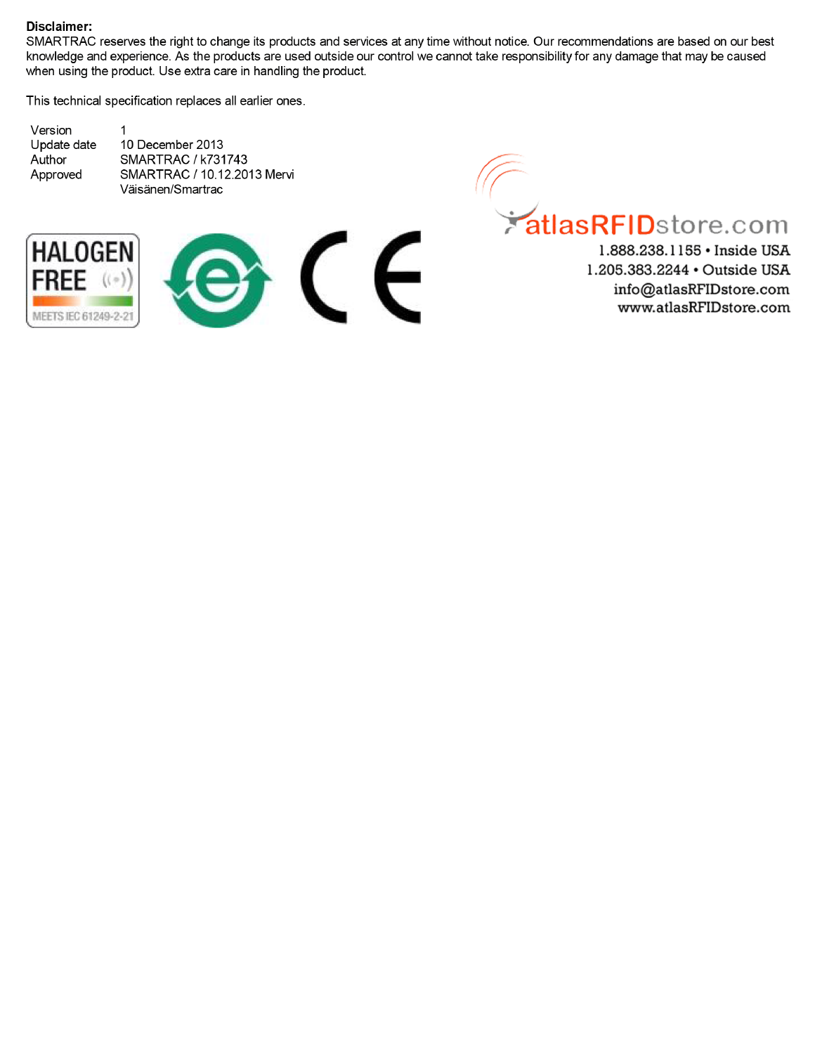**Disclaimer:**
SMARTRAC reserves the right to change its products and services at any time without notice. Our recommendations are based on our best knowledge and experience. As the products are used outside our control we cannot take responsibility for any damage that may be caused when using the product. Use extra care in handling the product.

This technical specification replaces all earlier ones.

| | |
|---|---|
| Version | 1 |
| Update date | 10 December 2013 |
| Author | SMARTRAC / k731743 |
| Approved | SMARTRAC / 10.12.2013 Mervi Väisänen/Smartrac |

HALOGEN FREE
MEETS IEC 61249-2-21

atlasRFIDstore.com
1.888.238.1155 • Inside USA
1.205.383.2244 • Outside USA
info@atlasRFIDstore.com
www.atlasRFIDstore.com